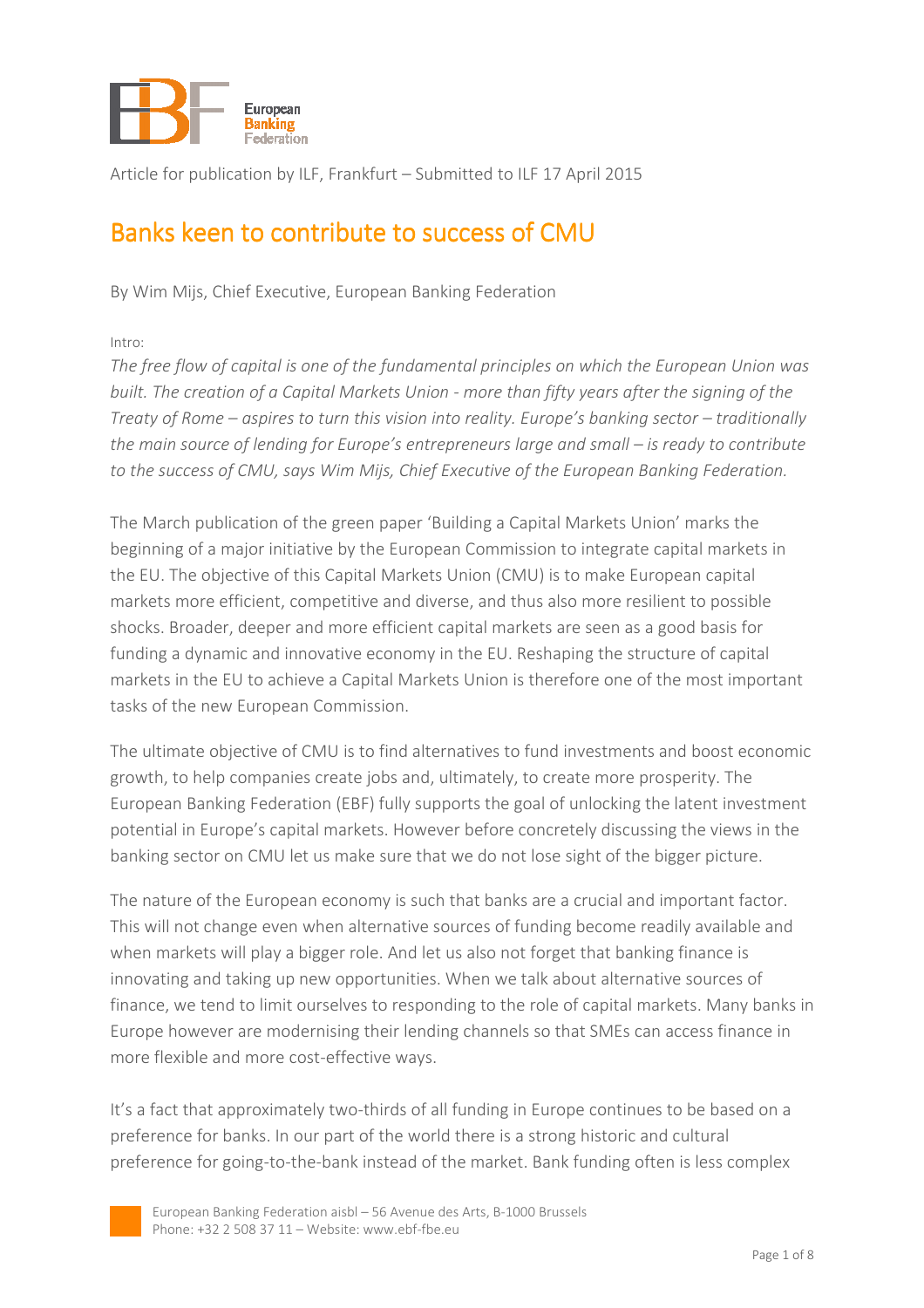Article for publication by ILF, Frankfurt – Submitted to ILF 17 April 2015

# Banks keen to contribute to success of CMU

By Wim Mijs, Chief Executive, European Banking Federation

Intro:

*The free flow of capital is one of the fundamental principles on which the European Union was built. The creation of a Capital Markets Union - more than fifty years after the signing of the Treaty of Rome – aspires to turn this vision into reality. Europe's banking sector – traditionally the main source of lending for Europe's entrepreneurs large and small – is ready to contribute to the success of CMU, says Wim Mijs, Chief Executive of the European Banking Federation.*

The March publication of the green paper 'Building a Capital Markets Union' marks the beginning of a major initiative by the European Commission to integrate capital markets in the EU. The objective of this Capital Markets Union (CMU) is to make European capital markets more efficient, competitive and diverse, and thus also more resilient to possible shocks. Broader, deeper and more efficient capital markets are seen as a good basis for funding a dynamic and innovative economy in the EU. Reshaping the structure of capital markets in the EU to achieve a Capital Markets Union is therefore one of the most important tasks of the new European Commission.

The ultimate objective of CMU is to find alternatives to fund investments and boost economic growth, to help companies create jobs and, ultimately, to create more prosperity. The European Banking Federation (EBF) fully supports the goal of unlocking the latent investment potential in Europe's capital markets. However before concretely discussing the views in the banking sector on CMU let us make sure that we do not lose sight of the bigger picture.

The nature of the European economy is such that banks are a crucial and important factor. This will not change even when alternative sources of funding become readily available and when markets will play a bigger role. And let us also not forget that banking finance is innovating and taking up new opportunities. When we talk about alternative sources of finance, we tend to limit ourselves to responding to the role of capital markets. Many banks in Europe however are modernising their lending channels so that SMEs can access finance in more flexible and more cost-effective ways.

It's a fact that approximately two-thirds of all funding in Europe continues to be based on a preference for banks. In our part of the world there is a strong historic and cultural preference for going-to-the-bank instead of the market. Bank funding often is less complex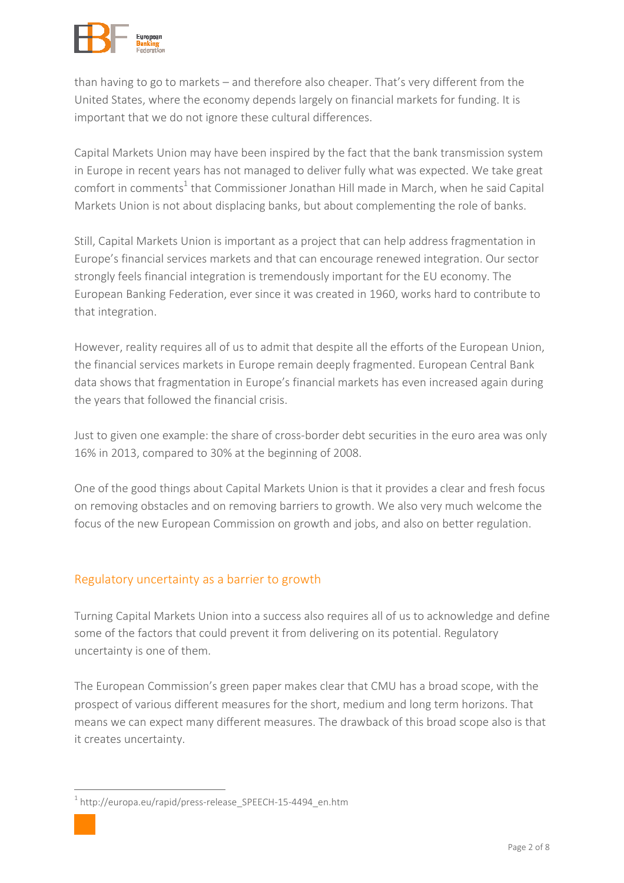than having to go to markets – and therefore also cheaper. That's very different from the United States, where the economy depends largely on financial markets for funding. It is important that we do not ignore these cultural differences.

Capital Markets Union may have been inspired by the fact that the bank transmission system in Europe in recent years has not managed to deliver fully what was expected. We take great comfort in comments[1] that Commissioner Jonathan Hill made in March, when he said Capital Markets Union is not about displacing banks, but about complementing the role of banks.

Still, Capital Markets Union is important as a project that can help address fragmentation in Europe's financial services markets and that can encourage renewed integration. Our sector strongly feels financial integration is tremendously important for the EU economy. The European Banking Federation, ever since it was created in 1960, works hard to contribute to that integration.

However, reality requires all of us to admit that despite all the efforts of the European Union, the financial services markets in Europe remain deeply fragmented. European Central Bank data shows that fragmentation in Europe's financial markets has even increased again during the years that followed the financial crisis.

Just to given one example: the share of cross-border debt securities in the euro area was only 16% in 2013, compared to 30% at the beginning of 2008.

One of the good things about Capital Markets Union is that it provides a clear and fresh focus on removing obstacles and on removing barriers to growth. We also very much welcome the focus of the new European Commission on growth and jobs, and also on better regulation.

## Regulatory uncertainty as a barrier to growth

Turning Capital Markets Union into a success also requires all of us to acknowledge and define some of the factors that could prevent it from delivering on its potential. Regulatory uncertainty is one of them.

The European Commission's green paper makes clear that CMU has a broad scope, with the prospect of various different measures for the short, medium and long term horizons. That means we can expect many different measures. The drawback of this broad scope also is that it creates uncertainty.

[1] http://europa.eu/rapid/press-release_SPEECH-15-4494_en.htm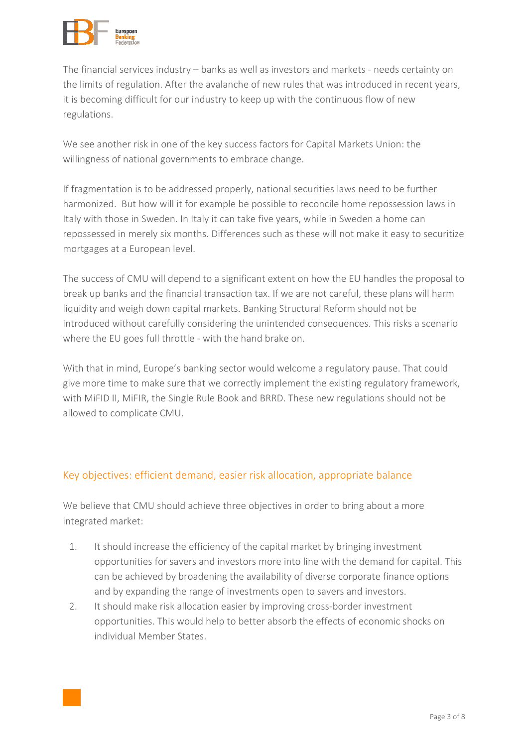The financial services industry – banks as well as investors and markets - needs certainty on the limits of regulation. After the avalanche of new rules that was introduced in recent years, it is becoming difficult for our industry to keep up with the continuous flow of new regulations.

We see another risk in one of the key success factors for Capital Markets Union: the willingness of national governments to embrace change.

If fragmentation is to be addressed properly, national securities laws need to be further harmonized. But how will it for example be possible to reconcile home repossession laws in Italy with those in Sweden. In Italy it can take five years, while in Sweden a home can repossessed in merely six months. Differences such as these will not make it easy to securitize mortgages at a European level.

The success of CMU will depend to a significant extent on how the EU handles the proposal to break up banks and the financial transaction tax. If we are not careful, these plans will harm liquidity and weigh down capital markets. Banking Structural Reform should not be introduced without carefully considering the unintended consequences. This risks a scenario where the EU goes full throttle - with the hand brake on.

With that in mind, Europe's banking sector would welcome a regulatory pause. That could give more time to make sure that we correctly implement the existing regulatory framework, with MiFID II, MiFIR, the Single Rule Book and BRRD. These new regulations should not be allowed to complicate CMU.

## Key objectives: efficient demand, easier risk allocation, appropriate balance

We believe that CMU should achieve three objectives in order to bring about a more integrated market:

1. It should increase the efficiency of the capital market by bringing investment opportunities for savers and investors more into line with the demand for capital. This can be achieved by broadening the availability of diverse corporate finance options and by expanding the range of investments open to savers and investors.
2. It should make risk allocation easier by improving cross-border investment opportunities. This would help to better absorb the effects of economic shocks on individual Member States.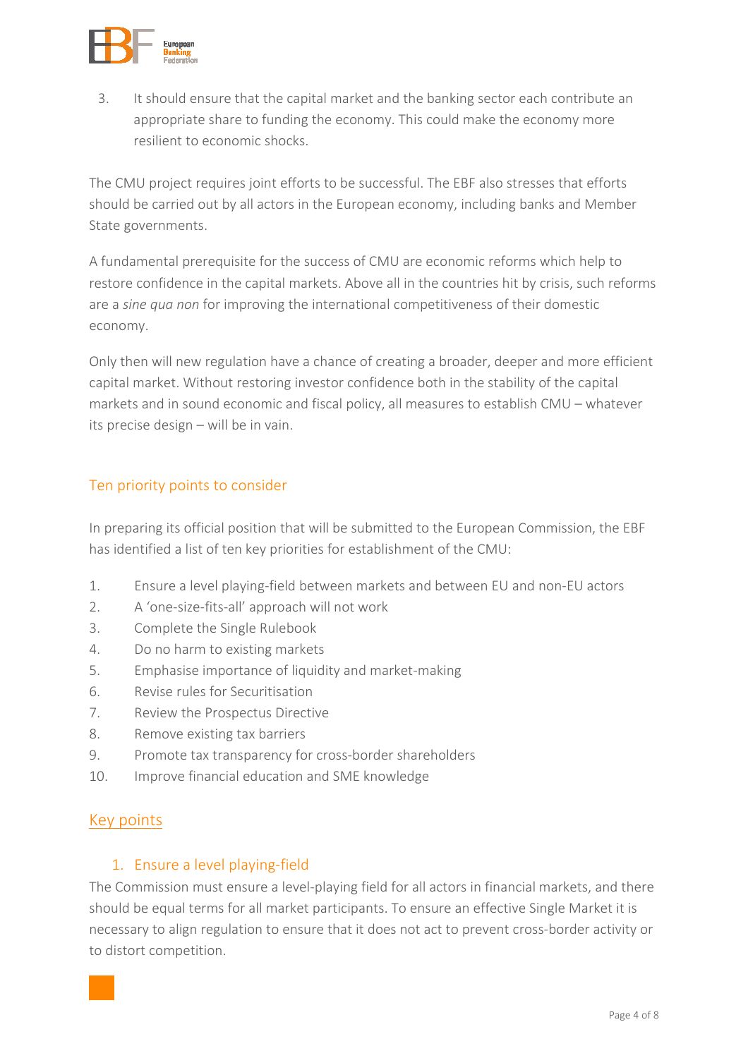3. It should ensure that the capital market and the banking sector each contribute an appropriate share to funding the economy. This could make the economy more resilient to economic shocks.

The CMU project requires joint efforts to be successful. The EBF also stresses that efforts should be carried out by all actors in the European economy, including banks and Member State governments.

A fundamental prerequisite for the success of CMU are economic reforms which help to restore confidence in the capital markets. Above all in the countries hit by crisis, such reforms are a *sine qua non* for improving the international competitiveness of their domestic economy.

Only then will new regulation have a chance of creating a broader, deeper and more efficient capital market. Without restoring investor confidence both in the stability of the capital markets and in sound economic and fiscal policy, all measures to establish CMU – whatever its precise design – will be in vain.

## Ten priority points to consider

In preparing its official position that will be submitted to the European Commission, the EBF has identified a list of ten key priorities for establishment of the CMU:

1. Ensure a level playing-field between markets and between EU and non-EU actors
2. A 'one-size-fits-all' approach will not work
3. Complete the Single Rulebook
4. Do no harm to existing markets
5. Emphasise importance of liquidity and market-making
6. Revise rules for Securitisation
7. Review the Prospectus Directive
8. Remove existing tax barriers
9. Promote tax transparency for cross-border shareholders
10. Improve financial education and SME knowledge

## Key points

### 1. Ensure a level playing-field

The Commission must ensure a level-playing field for all actors in financial markets, and there should be equal terms for all market participants. To ensure an effective Single Market it is necessary to align regulation to ensure that it does not act to prevent cross-border activity or to distort competition.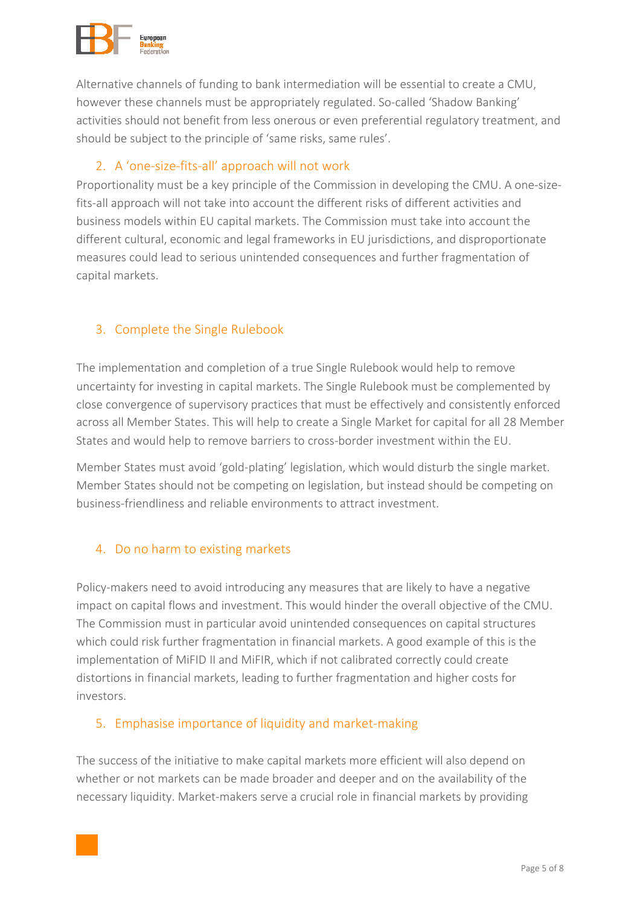Alternative channels of funding to bank intermediation will be essential to create a CMU, however these channels must be appropriately regulated. So-called 'Shadow Banking' activities should not benefit from less onerous or even preferential regulatory treatment, and should be subject to the principle of 'same risks, same rules'.

## 2. A 'one-size-fits-all' approach will not work

Proportionality must be a key principle of the Commission in developing the CMU. A one-size-fits-all approach will not take into account the different risks of different activities and business models within EU capital markets. The Commission must take into account the different cultural, economic and legal frameworks in EU jurisdictions, and disproportionate measures could lead to serious unintended consequences and further fragmentation of capital markets.

## 3. Complete the Single Rulebook

The implementation and completion of a true Single Rulebook would help to remove uncertainty for investing in capital markets. The Single Rulebook must be complemented by close convergence of supervisory practices that must be effectively and consistently enforced across all Member States. This will help to create a Single Market for capital for all 28 Member States and would help to remove barriers to cross-border investment within the EU.

Member States must avoid 'gold-plating' legislation, which would disturb the single market. Member States should not be competing on legislation, but instead should be competing on business-friendliness and reliable environments to attract investment.

## 4. Do no harm to existing markets

Policy-makers need to avoid introducing any measures that are likely to have a negative impact on capital flows and investment. This would hinder the overall objective of the CMU. The Commission must in particular avoid unintended consequences on capital structures which could risk further fragmentation in financial markets. A good example of this is the implementation of MiFID II and MiFIR, which if not calibrated correctly could create distortions in financial markets, leading to further fragmentation and higher costs for investors.

## 5. Emphasise importance of liquidity and market-making

The success of the initiative to make capital markets more efficient will also depend on whether or not markets can be made broader and deeper and on the availability of the necessary liquidity. Market-makers serve a crucial role in financial markets by providing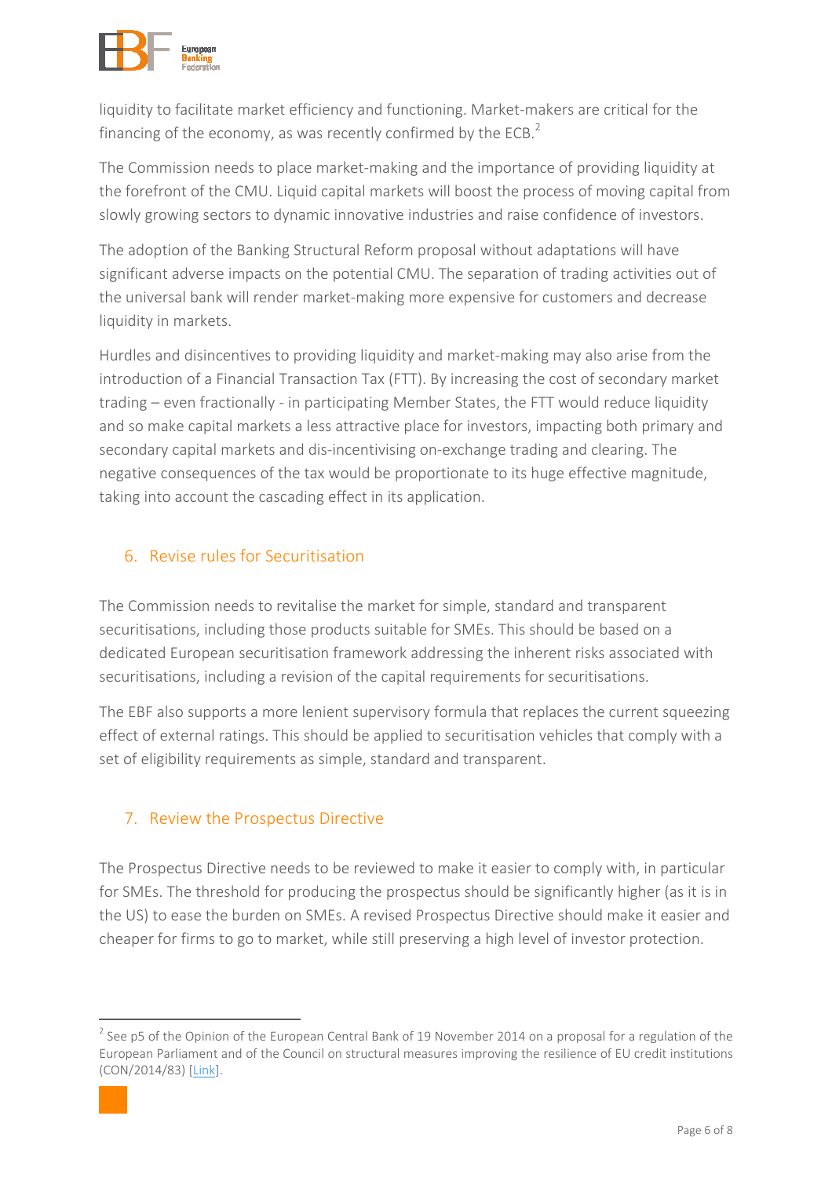liquidity to facilitate market efficiency and functioning. Market-makers are critical for the financing of the economy, as was recently confirmed by the ECB.[2]

The Commission needs to place market-making and the importance of providing liquidity at the forefront of the CMU. Liquid capital markets will boost the process of moving capital from slowly growing sectors to dynamic innovative industries and raise confidence of investors.

The adoption of the Banking Structural Reform proposal without adaptations will have significant adverse impacts on the potential CMU. The separation of trading activities out of the universal bank will render market-making more expensive for customers and decrease liquidity in markets.

Hurdles and disincentives to providing liquidity and market-making may also arise from the introduction of a Financial Transaction Tax (FTT). By increasing the cost of secondary market trading – even fractionally - in participating Member States, the FTT would reduce liquidity and so make capital markets a less attractive place for investors, impacting both primary and secondary capital markets and dis-incentivising on-exchange trading and clearing. The negative consequences of the tax would be proportionate to its huge effective magnitude, taking into account the cascading effect in its application.

## 6. Revise rules for Securitisation

The Commission needs to revitalise the market for simple, standard and transparent securitisations, including those products suitable for SMEs. This should be based on a dedicated European securitisation framework addressing the inherent risks associated with securitisations, including a revision of the capital requirements for securitisations.

The EBF also supports a more lenient supervisory formula that replaces the current squeezing effect of external ratings. This should be applied to securitisation vehicles that comply with a set of eligibility requirements as simple, standard and transparent.

## 7. Review the Prospectus Directive

The Prospectus Directive needs to be reviewed to make it easier to comply with, in particular for SMEs. The threshold for producing the prospectus should be significantly higher (as it is in the US) to ease the burden on SMEs. A revised Prospectus Directive should make it easier and cheaper for firms to go to market, while still preserving a high level of investor protection.

---

[2] See p5 of the Opinion of the European Central Bank of 19 November 2014 on a proposal for a regulation of the European Parliament and of the Council on structural measures improving the resilience of EU credit institutions (CON/2014/83) [Link].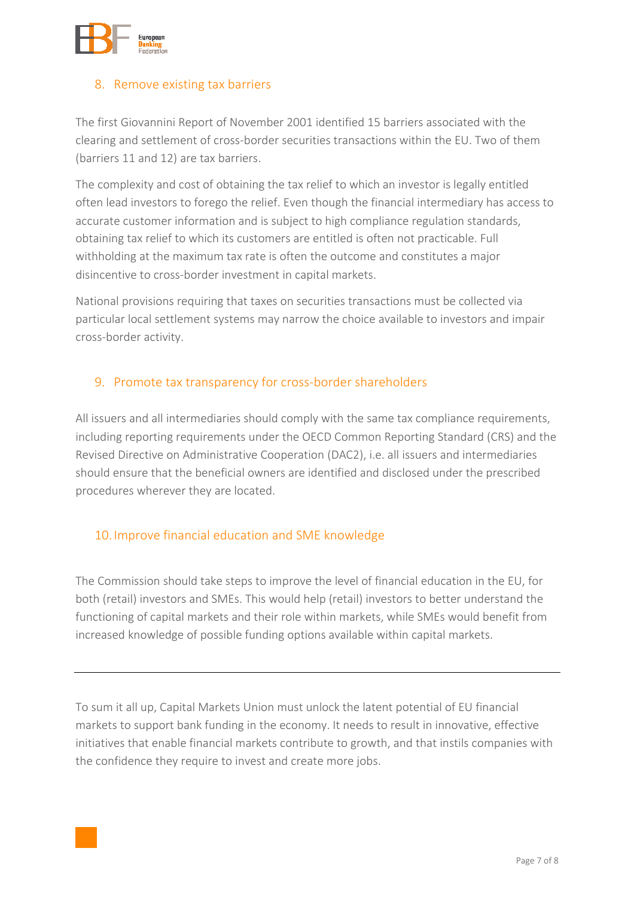## 8. Remove existing tax barriers

The first Giovannini Report of November 2001 identified 15 barriers associated with the clearing and settlement of cross-border securities transactions within the EU. Two of them (barriers 11 and 12) are tax barriers.

The complexity and cost of obtaining the tax relief to which an investor is legally entitled often lead investors to forego the relief. Even though the financial intermediary has access to accurate customer information and is subject to high compliance regulation standards, obtaining tax relief to which its customers are entitled is often not practicable. Full withholding at the maximum tax rate is often the outcome and constitutes a major disincentive to cross-border investment in capital markets.

National provisions requiring that taxes on securities transactions must be collected via particular local settlement systems may narrow the choice available to investors and impair cross-border activity.

## 9. Promote tax transparency for cross-border shareholders

All issuers and all intermediaries should comply with the same tax compliance requirements, including reporting requirements under the OECD Common Reporting Standard (CRS) and the Revised Directive on Administrative Cooperation (DAC2), i.e. all issuers and intermediaries should ensure that the beneficial owners are identified and disclosed under the prescribed procedures wherever they are located.

## 10. Improve financial education and SME knowledge

The Commission should take steps to improve the level of financial education in the EU, for both (retail) investors and SMEs. This would help (retail) investors to better understand the functioning of capital markets and their role within markets, while SMEs would benefit from increased knowledge of possible funding options available within capital markets.

---

To sum it all up, Capital Markets Union must unlock the latent potential of EU financial markets to support bank funding in the economy. It needs to result in innovative, effective initiatives that enable financial markets contribute to growth, and that instils companies with the confidence they require to invest and create more jobs.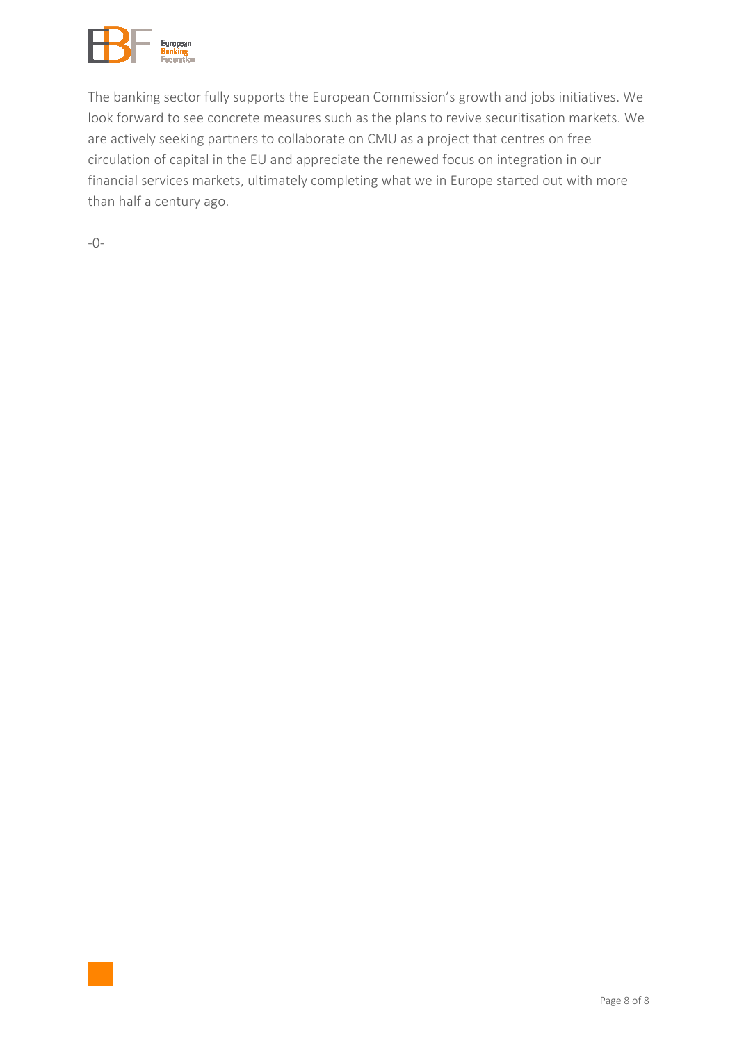The banking sector fully supports the European Commission's growth and jobs initiatives. We look forward to see concrete measures such as the plans to revive securitisation markets. We are actively seeking partners to collaborate on CMU as a project that centres on free circulation of capital in the EU and appreciate the renewed focus on integration in our financial services markets, ultimately completing what we in Europe started out with more than half a century ago.

-0-